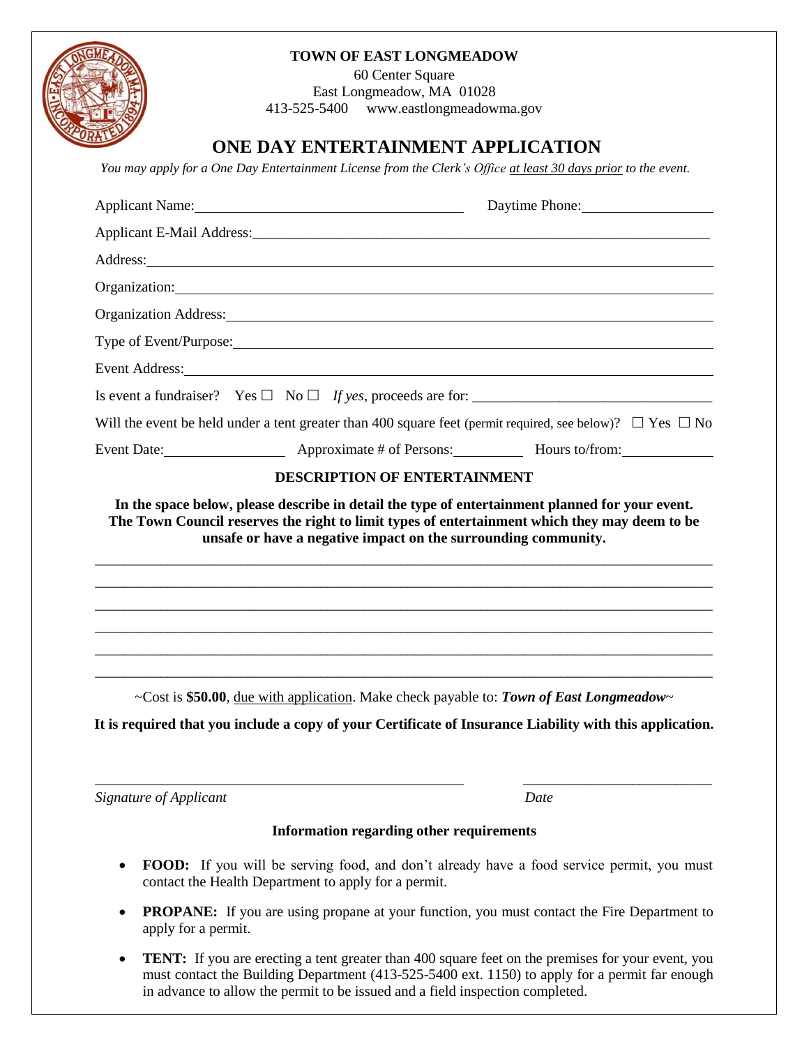**TOWN OF EAST LONGMEADOW**

60 Center Square
East Longmeadow, MA 01028
413-525-5400 www.eastlongmeadowma.gov

# ONE DAY ENTERTAINMENT APPLICATION

*You may apply for a One Day Entertainment License from the Clerk's Office at least 30 days prior to the event.*

Applicant Name:______________________________ Daytime Phone:________________

Applicant E-Mail Address:______________________________________________________

Address:______________________________________________________________________

Organization:_________________________________________________________________

Organization Address:__________________________________________________________

Type of Event/Purpose:_________________________________________________________

Event Address:________________________________________________________________

Is event a fundraiser? Yes ☐ No ☐ *If yes*, proceeds are for: ______________________________

Will the event be held under a tent greater than 400 square feet (permit required, see below)? ☐ Yes ☐ No

Event Date:______________ Approximate # of Persons:________ Hours to/from:__________

## DESCRIPTION OF ENTERTAINMENT

**In the space below, please describe in detail the type of entertainment planned for your event. The Town Council reserves the right to limit types of entertainment which they may deem to be unsafe or have a negative impact on the surrounding community.**

______________________________________________________________________________

______________________________________________________________________________

______________________________________________________________________________

______________________________________________________________________________

______________________________________________________________________________

______________________________________________________________________________

~Cost is **$50.00**, due with application. Make check payable to: ***Town of East Longmeadow***~

**It is required that you include a copy of your Certificate of Insurance Liability with this application.**

_________________________________________ ______________________

*Signature of Applicant* *Date*

### Information regarding other requirements

- **FOOD:** If you will be serving food, and don't already have a food service permit, you must contact the Health Department to apply for a permit.
- **PROPANE:** If you are using propane at your function, you must contact the Fire Department to apply for a permit.
- **TENT:** If you are erecting a tent greater than 400 square feet on the premises for your event, you must contact the Building Department (413-525-5400 ext. 1150) to apply for a permit far enough in advance to allow the permit to be issued and a field inspection completed.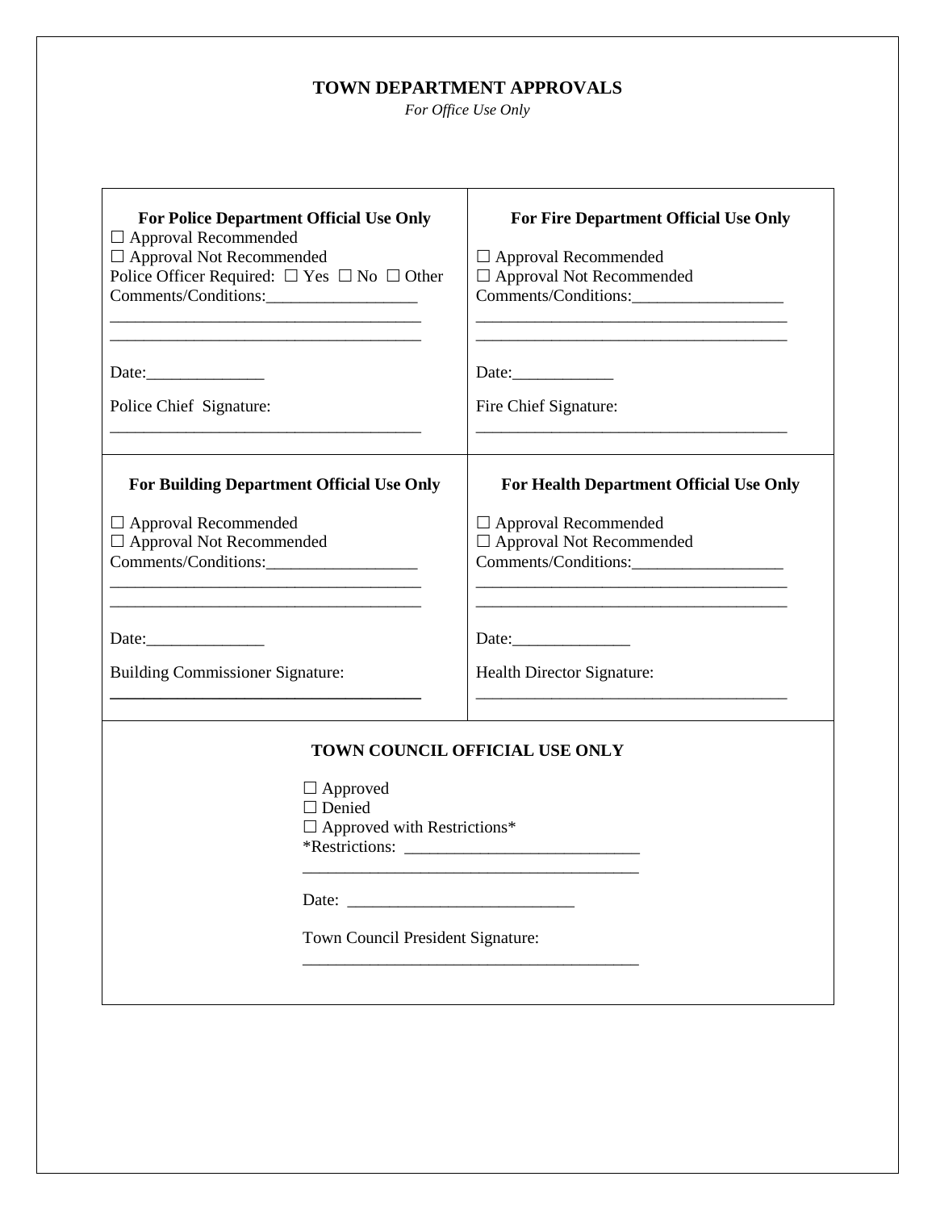## TOWN DEPARTMENT APPROVALS

*For Office Use Only*

| | |
|---|---|
| **For Police Department Official Use Only**<br>☐ Approval Recommended<br>☐ Approval Not Recommended<br>Police Officer Required: ☐ Yes ☐ No ☐ Other<br>Comments/Conditions:__________________<br>_____________________________________<br>_____________________________________<br><br>Date:______________<br><br>Police Chief Signature:<br>_____________________________________ | **For Fire Department Official Use Only**<br><br>☐ Approval Recommended<br>☐ Approval Not Recommended<br>Comments/Conditions:__________________<br>_____________________________________<br>_____________________________________<br><br>Date:____________<br><br>Fire Chief Signature:<br>_____________________________________ |
| **For Building Department Official Use Only**<br><br>☐ Approval Recommended<br>☐ Approval Not Recommended<br>Comments/Conditions:__________________<br>_____________________________________<br>_____________________________________<br><br>Date:______________<br><br>Building Commissioner Signature:<br>_____________________________________ | **For Health Department Official Use Only**<br><br>☐ Approval Recommended<br>☐ Approval Not Recommended<br>Comments/Conditions:__________________<br>_____________________________________<br>_____________________________________<br><br>Date:______________<br><br>Health Director Signature:<br>_____________________________________ |

**TOWN COUNCIL OFFICIAL USE ONLY**

☐ Approved
☐ Denied
☐ Approved with Restrictions*
*Restrictions: ___________________________
_________________________________________

Date: ___________________________

Town Council President Signature:
_________________________________________